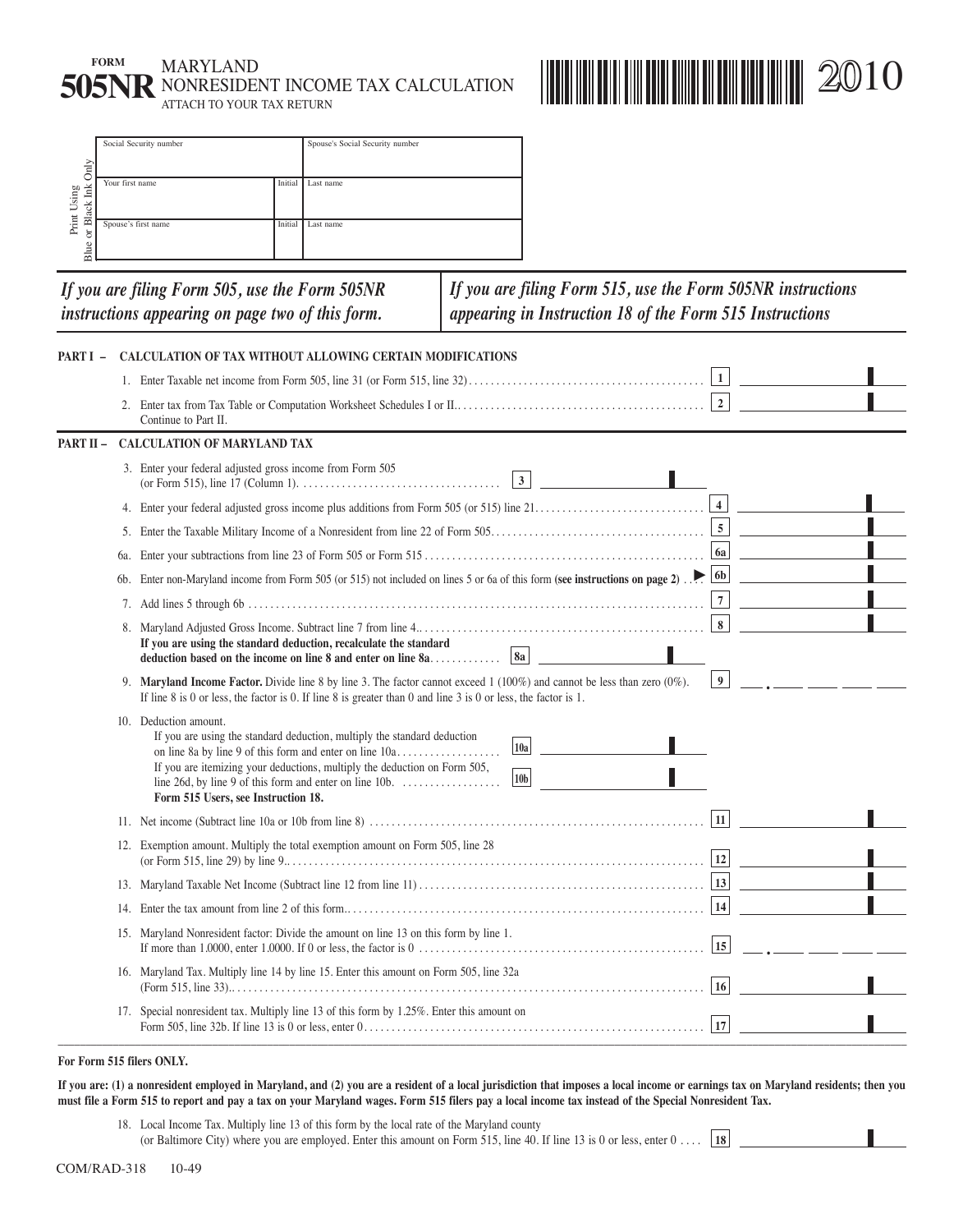FORM

# 505NR MARYLAND NONRESIDENT INCOME TAX CALCULATION

ATTACH TO YOUR TAX RETURN

2010

Print Using Blue or Black Ink Only

| Social Security number | | Spouse's Social Security number |
|---|---|---|
| Your first name | Initial | Last name |
| Spouse's first name | Initial | Last name |

*If you are filing Form 505, use the Form 505NR instructions appearing on page two of this form.*

*If you are filing Form 515, use the Form 505NR instructions appearing in Instruction 18 of the Form 515 Instructions*

## PART I – CALCULATION OF TAX WITHOUT ALLOWING CERTAIN MODIFICATIONS

1. Enter Taxable net income from Form 505, line 31 (or Form 515, line 32) .......... **1** ____

2. Enter tax from Tax Table or Computation Worksheet Schedules I or II. .......... **2** ____
   Continue to Part II.

## PART II – CALCULATION OF MARYLAND TAX

3. Enter your federal adjusted gross income from Form 505 (or Form 515), line 17 (Column 1). .......... **3** ____

4. Enter your federal adjusted gross income plus additions from Form 505 (or 515) line 21 .......... **4** ____

5. Enter the Taxable Military Income of a Nonresident from line 22 of Form 505 .......... **5** ____

6a. Enter your subtractions from line 23 of Form 505 or Form 515 .......... **6a** ____

6b. Enter non-Maryland income from Form 505 (or 515) not included on lines 5 or 6a of this form **(see instructions on page 2)** .......... **6b** ____

7. Add lines 5 through 6b .......... **7** ____

8. Maryland Adjusted Gross Income. Subtract line 7 from line 4. .......... **8** ____
   **If you are using the standard deduction, recalculate the standard deduction based on the income on line 8 and enter on line 8a** .......... **8a** ____

9. **Maryland Income Factor.** Divide line 8 by line 3. The factor cannot exceed 1 (100%) and cannot be less than zero (0%). If line 8 is 0 or less, the factor is 0. If line 8 is greater than 0 and line 3 is 0 or less, the factor is 1. .......... **9** ___ . ___ ___ ___ ___

10. Deduction amount.
    If you are using the standard deduction, multiply the standard deduction on line 8a by line 9 of this form and enter on line 10a .......... **10a** ____
    If you are itemizing your deductions, multiply the deduction on Form 505, line 26d, by line 9 of this form and enter on line 10b. .......... **10b** ____
    **Form 515 Users, see Instruction 18.**

11. Net income (Subtract line 10a or 10b from line 8) .......... **11** ____

12. Exemption amount. Multiply the total exemption amount on Form 505, line 28 (or Form 515, line 29) by line 9. .......... **12** ____

13. Maryland Taxable Net Income (Subtract line 12 from line 11) .......... **13** ____

14. Enter the tax amount from line 2 of this form. .......... **14** ____

15. Maryland Nonresident factor: Divide the amount on line 13 on this form by line 1. If more than 1.0000, enter 1.0000. If 0 or less, the factor is 0 .......... **15** ___ . ___ ___ ___ ___

16. Maryland Tax. Multiply line 14 by line 15. Enter this amount on Form 505, line 32a (Form 515, line 33). .......... **16** ____

17. Special nonresident tax. Multiply line 13 of this form by 1.25%. Enter this amount on Form 505, line 32b. If line 13 is 0 or less, enter 0 .......... **17** ____

**For Form 515 filers ONLY.**

**If you are: (1) a nonresident employed in Maryland, and (2) you are a resident of a local jurisdiction that imposes a local income or earnings tax on Maryland residents; then you must file a Form 515 to report and pay a tax on your Maryland wages. Form 515 filers pay a local income tax instead of the Special Nonresident Tax.**

18. Local Income Tax. Multiply line 13 of this form by the local rate of the Maryland county (or Baltimore City) where you are employed. Enter this amount on Form 515, line 40. If line 13 is 0 or less, enter 0 .......... **18** ____

COM/RAD-318 10-49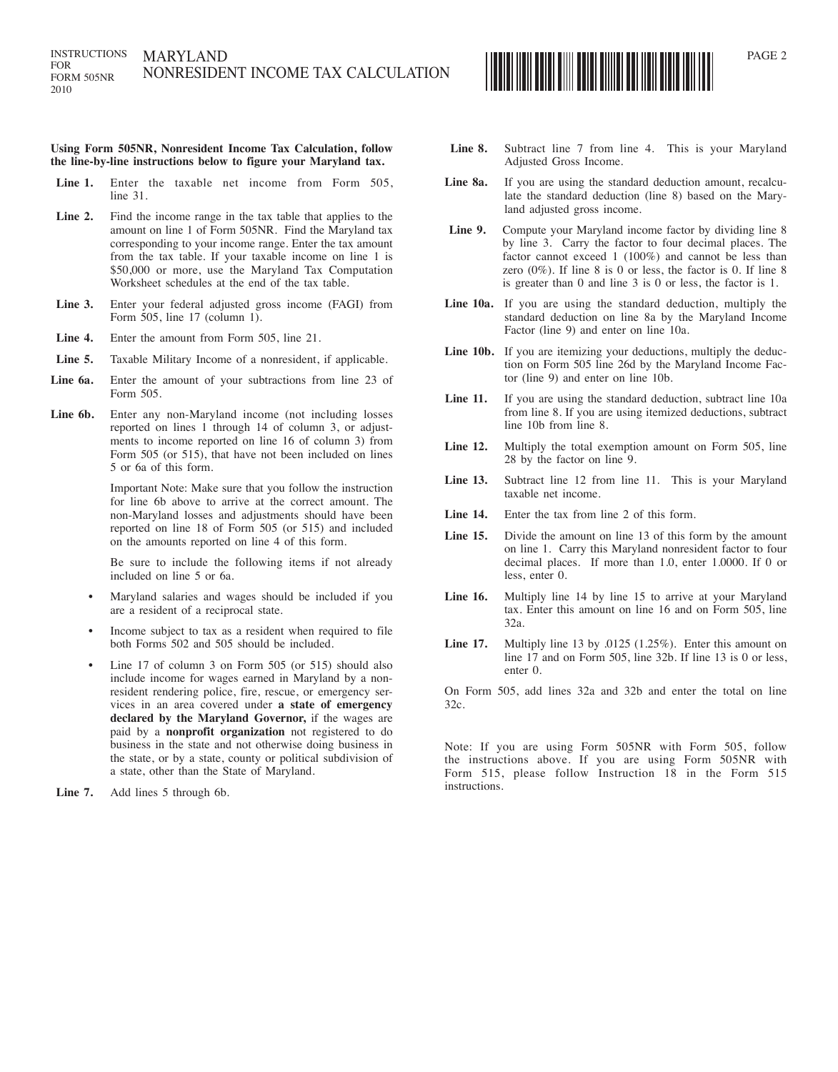**Using Form 505NR, Nonresident Income Tax Calculation, follow the line-by-line instructions below to figure your Maryland tax.**

**Line 1.** Enter the taxable net income from Form 505, line 31.

**Line 2.** Find the income range in the tax table that applies to the amount on line 1 of Form 505NR. Find the Maryland tax corresponding to your income range. Enter the tax amount from the tax table. If your taxable income on line 1 is $50,000 or more, use the Maryland Tax Computation Worksheet schedules at the end of the tax table.

**Line 3.** Enter your federal adjusted gross income (FAGI) from Form 505, line 17 (column 1).

**Line 4.** Enter the amount from Form 505, line 21.

**Line 5.** Taxable Military Income of a nonresident, if applicable.

**Line 6a.** Enter the amount of your subtractions from line 23 of Form 505.

**Line 6b.** Enter any non-Maryland income (not including losses reported on lines 1 through 14 of column 3, or adjustments to income reported on line 16 of column 3) from Form 505 (or 515), that have not been included on lines 5 or 6a of this form.

Important Note: Make sure that you follow the instruction for line 6b above to arrive at the correct amount. The non-Maryland losses and adjustments should have been reported on line 18 of Form 505 (or 515) and included on the amounts reported on line 4 of this form.

Be sure to include the following items if not already included on line 5 or 6a.

- Maryland salaries and wages should be included if you are a resident of a reciprocal state.
- Income subject to tax as a resident when required to file both Forms 502 and 505 should be included.
- Line 17 of column 3 on Form 505 (or 515) should also include income for wages earned in Maryland by a nonresident rendering police, fire, rescue, or emergency services in an area covered under **a state of emergency declared by the Maryland Governor,** if the wages are paid by a **nonprofit organization** not registered to do business in the state and not otherwise doing business in the state, or by a state, county or political subdivision of a state, other than the State of Maryland.

**Line 7.** Add lines 5 through 6b.

**Line 8.** Subtract line 7 from line 4. This is your Maryland Adjusted Gross Income.

**Line 8a.** If you are using the standard deduction amount, recalculate the standard deduction (line 8) based on the Maryland adjusted gross income.

**Line 9.** Compute your Maryland income factor by dividing line 8 by line 3. Carry the factor to four decimal places. The factor cannot exceed 1 (100%) and cannot be less than zero (0%). If line 8 is 0 or less, the factor is 0. If line 8 is greater than 0 and line 3 is 0 or less, the factor is 1.

**Line 10a.** If you are using the standard deduction, multiply the standard deduction on line 8a by the Maryland Income Factor (line 9) and enter on line 10a.

**Line 10b.** If you are itemizing your deductions, multiply the deduction on Form 505 line 26d by the Maryland Income Factor (line 9) and enter on line 10b.

**Line 11.** If you are using the standard deduction, subtract line 10a from line 8. If you are using itemized deductions, subtract line 10b from line 8.

**Line 12.** Multiply the total exemption amount on Form 505, line 28 by the factor on line 9.

**Line 13.** Subtract line 12 from line 11. This is your Maryland taxable net income.

**Line 14.** Enter the tax from line 2 of this form.

**Line 15.** Divide the amount on line 13 of this form by the amount on line 1. Carry this Maryland nonresident factor to four decimal places. If more than 1.0, enter 1.0000. If 0 or less, enter 0.

**Line 16.** Multiply line 14 by line 15 to arrive at your Maryland tax. Enter this amount on line 16 and on Form 505, line 32a.

**Line 17.** Multiply line 13 by .0125 (1.25%). Enter this amount on line 17 and on Form 505, line 32b. If line 13 is 0 or less, enter 0.

On Form 505, add lines 32a and 32b and enter the total on line 32c.

Note: If you are using Form 505NR with Form 505, follow the instructions above. If you are using Form 505NR with Form 515, please follow Instruction 18 in the Form 515 instructions.